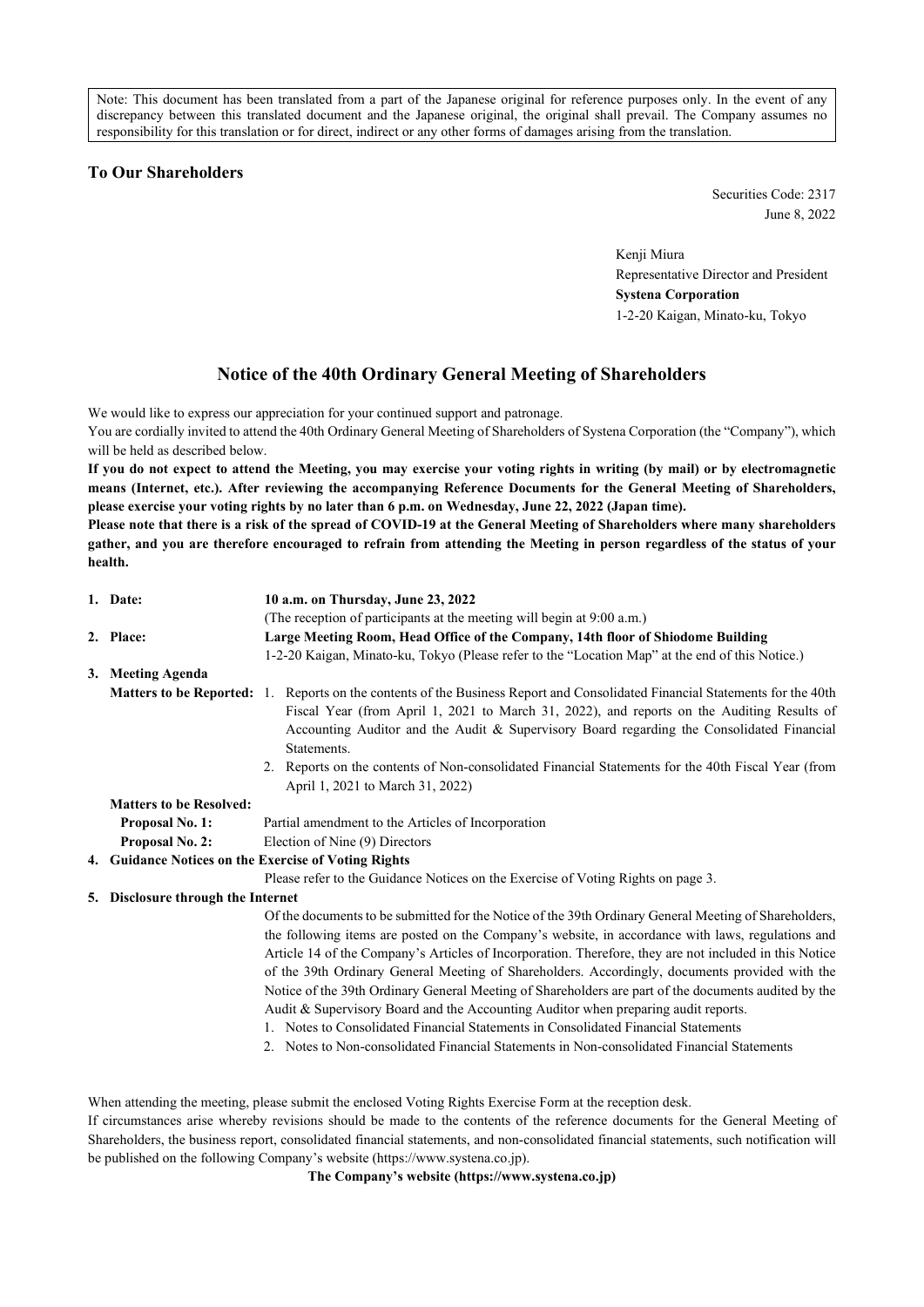Note: This document has been translated from a part of the Japanese original for reference purposes only. In the event of any discrepancy between this translated document and the Japanese original, the original shall prevail. The Company assumes no responsibility for this translation or for direct, indirect or any other forms of damages arising from the translation.

**To Our Shareholders**

Securities Code: 2317
June 8, 2022

Kenji Miura
Representative Director and President
**Systena Corporation**
1-2-20 Kaigan, Minato-ku, Tokyo

## Notice of the 40th Ordinary General Meeting of Shareholders

We would like to express our appreciation for your continued support and patronage.

You are cordially invited to attend the 40th Ordinary General Meeting of Shareholders of Systena Corporation (the "Company"), which will be held as described below.

**If you do not expect to attend the Meeting, you may exercise your voting rights in writing (by mail) or by electromagnetic means (Internet, etc.). After reviewing the accompanying Reference Documents for the General Meeting of Shareholders, please exercise your voting rights by no later than 6 p.m. on Wednesday, June 22, 2022 (Japan time).**

**Please note that there is a risk of the spread of COVID-19 at the General Meeting of Shareholders where many shareholders gather, and you are therefore encouraged to refrain from attending the Meeting in person regardless of the status of your health.**

1. **Date:** **10 a.m. on Thursday, June 23, 2022**
   (The reception of participants at the meeting will begin at 9:00 a.m.)
2. **Place:** **Large Meeting Room, Head Office of the Company, 14th floor of Shiodome Building**
   1-2-20 Kaigan, Minato-ku, Tokyo (Please refer to the "Location Map" at the end of this Notice.)
3. **Meeting Agenda**

   **Matters to be Reported:**
   1. Reports on the contents of the Business Report and Consolidated Financial Statements for the 40th Fiscal Year (from April 1, 2021 to March 31, 2022), and reports on the Auditing Results of Accounting Auditor and the Audit & Supervisory Board regarding the Consolidated Financial Statements.
   2. Reports on the contents of Non-consolidated Financial Statements for the 40th Fiscal Year (from April 1, 2021 to March 31, 2022)

   **Matters to be Resolved:**

   **Proposal No. 1:** Partial amendment to the Articles of Incorporation

   **Proposal No. 2:** Election of Nine (9) Directors
4. **Guidance Notices on the Exercise of Voting Rights**

   Please refer to the Guidance Notices on the Exercise of Voting Rights on page 3.
5. **Disclosure through the Internet**

   Of the documents to be submitted for the Notice of the 39th Ordinary General Meeting of Shareholders, the following items are posted on the Company's website, in accordance with laws, regulations and Article 14 of the Company's Articles of Incorporation. Therefore, they are not included in this Notice of the 39th Ordinary General Meeting of Shareholders. Accordingly, documents provided with the Notice of the 39th Ordinary General Meeting of Shareholders are part of the documents audited by the Audit & Supervisory Board and the Accounting Auditor when preparing audit reports.
   1. Notes to Consolidated Financial Statements in Consolidated Financial Statements
   2. Notes to Non-consolidated Financial Statements in Non-consolidated Financial Statements

When attending the meeting, please submit the enclosed Voting Rights Exercise Form at the reception desk.

If circumstances arise whereby revisions should be made to the contents of the reference documents for the General Meeting of Shareholders, the business report, consolidated financial statements, and non-consolidated financial statements, such notification will be published on the following Company's website (https://www.systena.co.jp).

**The Company's website (https://www.systena.co.jp)**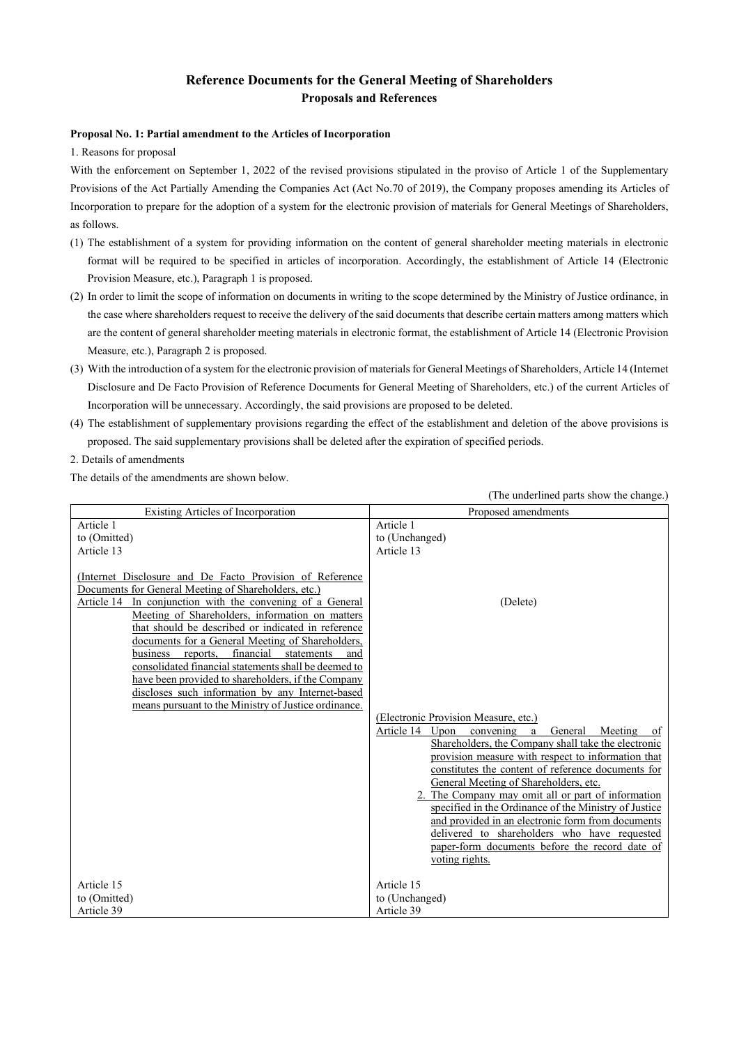# Reference Documents for the General Meeting of Shareholders

## Proposals and References

**Proposal No. 1: Partial amendment to the Articles of Incorporation**

1. Reasons for proposal

With the enforcement on September 1, 2022 of the revised provisions stipulated in the proviso of Article 1 of the Supplementary Provisions of the Act Partially Amending the Companies Act (Act No.70 of 2019), the Company proposes amending its Articles of Incorporation to prepare for the adoption of a system for the electronic provision of materials for General Meetings of Shareholders, as follows.

(1) The establishment of a system for providing information on the content of general shareholder meeting materials in electronic format will be required to be specified in articles of incorporation. Accordingly, the establishment of Article 14 (Electronic Provision Measure, etc.), Paragraph 1 is proposed.

(2) In order to limit the scope of information on documents in writing to the scope determined by the Ministry of Justice ordinance, in the case where shareholders request to receive the delivery of the said documents that describe certain matters among matters which are the content of general shareholder meeting materials in electronic format, the establishment of Article 14 (Electronic Provision Measure, etc.), Paragraph 2 is proposed.

(3) With the introduction of a system for the electronic provision of materials for General Meetings of Shareholders, Article 14 (Internet Disclosure and De Facto Provision of Reference Documents for General Meeting of Shareholders, etc.) of the current Articles of Incorporation will be unnecessary. Accordingly, the said provisions are proposed to be deleted.

(4) The establishment of supplementary provisions regarding the effect of the establishment and deletion of the above provisions is proposed. The said supplementary provisions shall be deleted after the expiration of specified periods.

2. Details of amendments

The details of the amendments are shown below.

(The underlined parts show the change.)

| Existing Articles of Incorporation | Proposed amendments |
|---|---|
| Article 1<br>to (Omitted)<br>Article 13 | Article 1<br>to (Unchanged)<br>Article 13 |
| <u>(Internet Disclosure and De Facto Provision of Reference Documents for General Meeting of Shareholders, etc.)</u><br><u>Article 14 In conjunction with the convening of a General Meeting of Shareholders, information on matters that should be described or indicated in reference documents for a General Meeting of Shareholders, business reports, financial statements and consolidated financial statements shall be deemed to have been provided to shareholders, if the Company discloses such information by any Internet-based means pursuant to the Ministry of Justice ordinance.</u> | (Delete) |
| | <u>(Electronic Provision Measure, etc.)</u><br><u>Article 14 Upon convening a General Meeting of Shareholders, the Company shall take the electronic provision measure with respect to information that constitutes the content of reference documents for General Meeting of Shareholders, etc.</u><br><u>2. The Company may omit all or part of information specified in the Ordinance of the Ministry of Justice and provided in an electronic form from documents delivered to shareholders who have requested paper-form documents before the record date of voting rights.</u> |
| Article 15<br>to (Omitted)<br>Article 39 | Article 15<br>to (Unchanged)<br>Article 39 |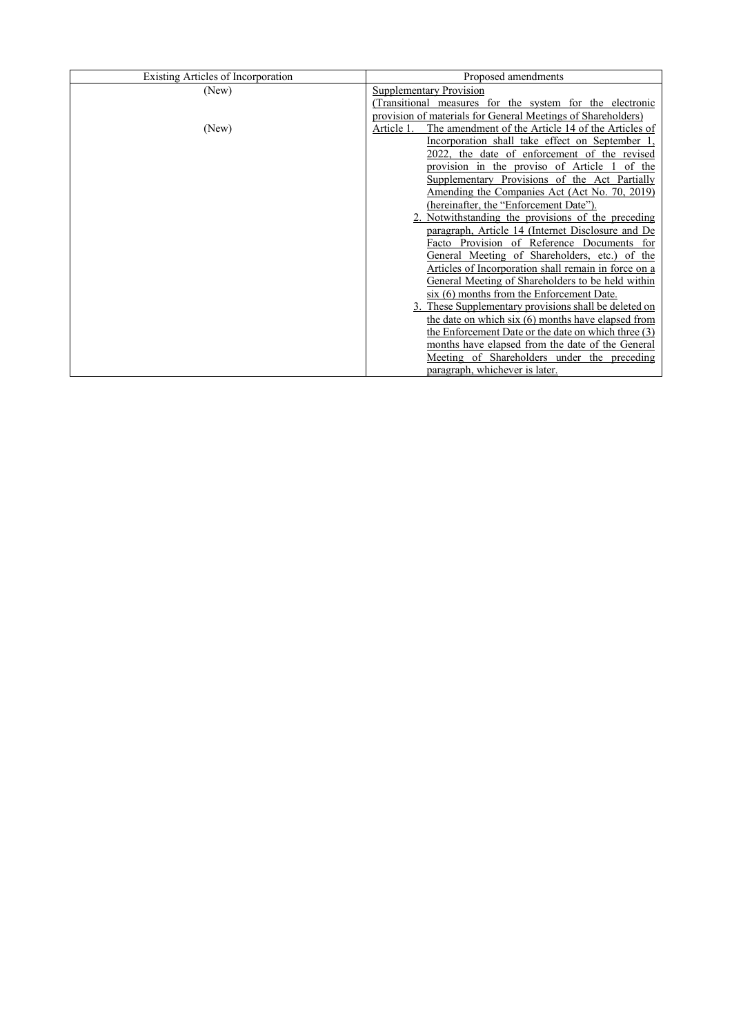| Existing Articles of Incorporation | Proposed amendments |
|---|---|
| (New) | Supplementary Provision<br>(Transitional measures for the system for the electronic provision of materials for General Meetings of Shareholders) |
| (New) | Article 1. The amendment of the Article 14 of the Articles of Incorporation shall take effect on September 1, 2022, the date of enforcement of the revised provision in the proviso of Article 1 of the Supplementary Provisions of the Act Partially Amending the Companies Act (Act No. 70, 2019) (hereinafter, the "Enforcement Date").<br>2. Notwithstanding the provisions of the preceding paragraph, Article 14 (Internet Disclosure and De Facto Provision of Reference Documents for General Meeting of Shareholders, etc.) of the Articles of Incorporation shall remain in force on a General Meeting of Shareholders to be held within six (6) months from the Enforcement Date.<br>3. These Supplementary provisions shall be deleted on the date on which six (6) months have elapsed from the Enforcement Date or the date on which three (3) months have elapsed from the date of the General Meeting of Shareholders under the preceding paragraph, whichever is later. |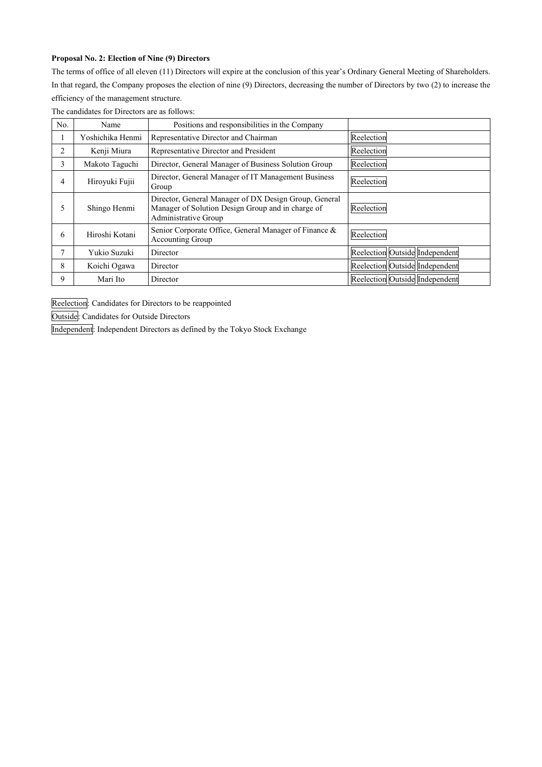**Proposal No. 2: Election of Nine (9) Directors**

The terms of office of all eleven (11) Directors will expire at the conclusion of this year's Ordinary General Meeting of Shareholders. In that regard, the Company proposes the election of nine (9) Directors, decreasing the number of Directors by two (2) to increase the efficiency of the management structure.

The candidates for Directors are as follows:

| No. | Name | Positions and responsibilities in the Company | |
|---|---|---|---|
| 1 | Yoshichika Henmi | Representative Director and Chairman | Reelection |
| 2 | Kenji Miura | Representative Director and President | Reelection |
| 3 | Makoto Taguchi | Director, General Manager of Business Solution Group | Reelection |
| 4 | Hiroyuki Fujii | Director, General Manager of IT Management Business Group | Reelection |
| 5 | Shingo Henmi | Director, General Manager of DX Design Group, General Manager of Solution Design Group and in charge of Administrative Group | Reelection |
| 6 | Hiroshi Kotani | Senior Corporate Office, General Manager of Finance & Accounting Group | Reelection |
| 7 | Yukio Suzuki | Director | Reelection Outside Independent |
| 8 | Koichi Ogawa | Director | Reelection Outside Independent |
| 9 | Mari Ito | Director | Reelection Outside Independent |

Reelection: Candidates for Directors to be reappointed

Outside: Candidates for Outside Directors

Independent: Independent Directors as defined by the Tokyo Stock Exchange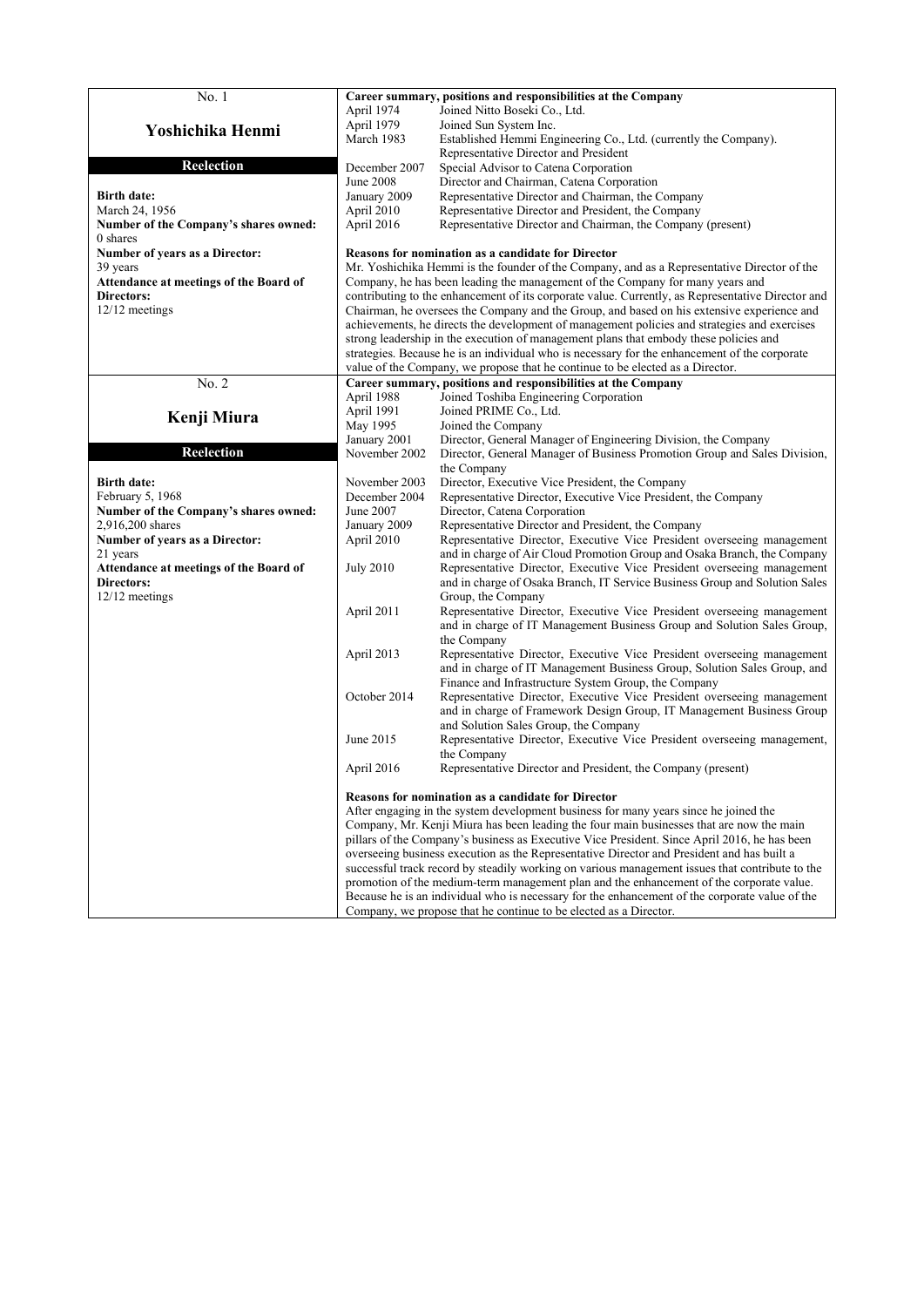| No. 1<br><br>**Yoshichika Henmi**<br><br>**Reelection**<br><br>**Birth date:**<br>March 24, 1956<br>**Number of the Company's shares owned:**<br>0 shares<br>**Number of years as a Director:**<br>39 years<br>**Attendance at meetings of the Board of Directors:**<br>12/12 meetings | **Career summary, positions and responsibilities at the Company**<br>April 1974 Joined Nitto Boseki Co., Ltd.<br>April 1979 Joined Sun System Inc.<br>March 1983 Established Hemmi Engineering Co., Ltd. (currently the Company). Representative Director and President<br>December 2007 Special Advisor to Catena Corporation<br>June 2008 Director and Chairman, Catena Corporation<br>January 2009 Representative Director and Chairman, the Company<br>April 2010 Representative Director and President, the Company<br>April 2016 Representative Director and Chairman, the Company (present)<br><br>**Reasons for nomination as a candidate for Director**<br>Mr. Yoshichika Hemmi is the founder of the Company, and as a Representative Director of the Company, he has been leading the management of the Company for many years and contributing to the enhancement of its corporate value. Currently, as Representative Director and Chairman, he oversees the Company and the Group, and based on his extensive experience and achievements, he directs the development of management policies and strategies and exercises strong leadership in the execution of management plans that embody these policies and strategies. Because he is an individual who is necessary for the enhancement of the corporate value of the Company, we propose that he continue to be elected as a Director. |
|---|---|
| No. 2<br><br>**Kenji Miura**<br><br>**Reelection**<br><br>**Birth date:**<br>February 5, 1968<br>**Number of the Company's shares owned:**<br>2,916,200 shares<br>**Number of years as a Director:**<br>21 years<br>**Attendance at meetings of the Board of Directors:**<br>12/12 meetings | **Career summary, positions and responsibilities at the Company**<br>April 1988 Joined Toshiba Engineering Corporation<br>April 1991 Joined PRIME Co., Ltd.<br>May 1995 Joined the Company<br>January 2001 Director, General Manager of Engineering Division, the Company<br>November 2002 Director, General Manager of Business Promotion Group and Sales Division, the Company<br>November 2003 Director, Executive Vice President, the Company<br>December 2004 Representative Director, Executive Vice President, the Company<br>June 2007 Director, Catena Corporation<br>January 2009 Representative Director and President, the Company<br>April 2010 Representative Director, Executive Vice President overseeing management and in charge of Air Cloud Promotion Group and Osaka Branch, the Company<br>July 2010 Representative Director, Executive Vice President overseeing management and in charge of Osaka Branch, IT Service Business Group and Solution Sales Group, the Company<br>April 2011 Representative Director, Executive Vice President overseeing management and in charge of IT Management Business Group and Solution Sales Group, the Company<br>April 2013 Representative Director, Executive Vice President overseeing management and in charge of IT Management Business Group, Solution Sales Group, and Finance and Infrastructure System Group, the Company<br>October 2014 Representative Director, Executive Vice President overseeing management and in charge of Framework Design Group, IT Management Business Group and Solution Sales Group, the Company<br>June 2015 Representative Director, Executive Vice President overseeing management, the Company<br>April 2016 Representative Director and President, the Company (present)<br><br>**Reasons for nomination as a candidate for Director**<br>After engaging in the system development business for many years since he joined the Company, Mr. Kenji Miura has been leading the four main businesses that are now the main pillars of the Company's business as Executive Vice President. Since April 2016, he has been overseeing business execution as the Representative Director and President and has built a successful track record by steadily working on various management issues that contribute to the promotion of the medium-term management plan and the enhancement of the corporate value. Because he is an individual who is necessary for the enhancement of the corporate value of the Company, we propose that he continue to be elected as a Director. |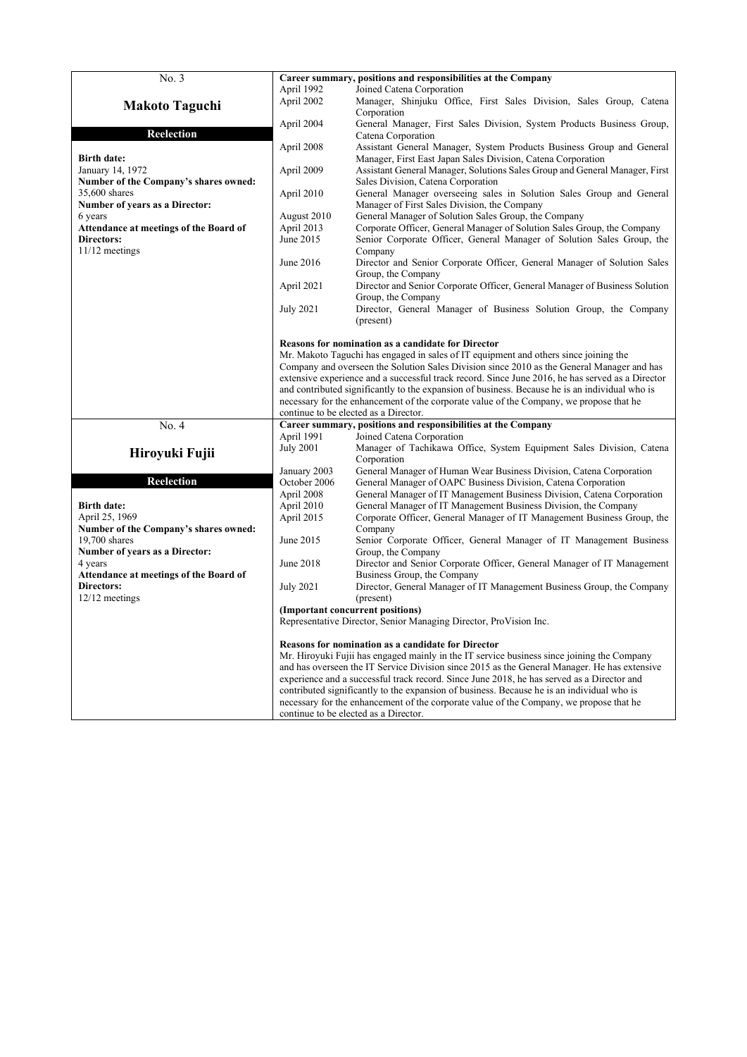| No. 3 | Career summary, positions and responsibilities at the Company | |
|---|---|---|
| **Makoto Taguchi** | April 1992 | Joined Catena Corporation |
| **Reelection** | April 2002 | Manager, Shinjuku Office, First Sales Division, Sales Group, Catena Corporation |
| **Birth date:** January 14, 1972 | April 2004 | General Manager, First Sales Division, System Products Business Group, Catena Corporation |
| **Number of the Company's shares owned:** 35,600 shares | April 2008 | Assistant General Manager, System Products Business Group and General Manager, First East Japan Sales Division, Catena Corporation |
| **Number of years as a Director:** 6 years | April 2009 | Assistant General Manager, Solutions Sales Group and General Manager, First Sales Division, Catena Corporation |
| **Attendance at meetings of the Board of Directors:** 11/12 meetings | April 2010 | General Manager overseeing sales in Solution Sales Group and General Manager of First Sales Division, the Company |
| | August 2010 | General Manager of Solution Sales Group, the Company |
| | April 2013 | Corporate Officer, General Manager of Solution Sales Group, the Company |
| | June 2015 | Senior Corporate Officer, General Manager of Solution Sales Group, the Company |
| | June 2016 | Director and Senior Corporate Officer, General Manager of Solution Sales Group, the Company |
| | April 2021 | Director and Senior Corporate Officer, General Manager of Business Solution Group, the Company |
| | July 2021 | Director, General Manager of Business Solution Group, the Company (present) |
| | **Reasons for nomination as a candidate for Director** Mr. Makoto Taguchi has engaged in sales of IT equipment and others since joining the Company and overseen the Solution Sales Division since 2010 as the General Manager and has extensive experience and a successful track record. Since June 2016, he has served as a Director and contributed significantly to the expansion of business. Because he is an individual who is necessary for the enhancement of the corporate value of the Company, we propose that he continue to be elected as a Director. | |

| No. 4 | Career summary, positions and responsibilities at the Company | |
|---|---|---|
| **Hiroyuki Fujii** | April 1991 | Joined Catena Corporation |
| **Reelection** | July 2001 | Manager of Tachikawa Office, System Equipment Sales Division, Catena Corporation |
| **Birth date:** April 25, 1969 | January 2003 | General Manager of Human Wear Business Division, Catena Corporation |
| **Number of the Company's shares owned:** 19,700 shares | October 2006 | General Manager of OAPC Business Division, Catena Corporation |
| **Number of years as a Director:** 4 years | April 2008 | General Manager of IT Management Business Division, Catena Corporation |
| **Attendance at meetings of the Board of Directors:** 12/12 meetings | April 2010 | General Manager of IT Management Business Division, the Company |
| | April 2015 | Corporate Officer, General Manager of IT Management Business Group, the Company |
| | June 2015 | Senior Corporate Officer, General Manager of IT Management Business Group, the Company |
| | June 2018 | Director and Senior Corporate Officer, General Manager of IT Management Business Group, the Company |
| | July 2021 | Director, General Manager of IT Management Business Group, the Company (present) |
| | **(Important concurrent positions)** Representative Director, Senior Managing Director, ProVision Inc. | |
| | **Reasons for nomination as a candidate for Director** Mr. Hiroyuki Fujii has engaged mainly in the IT service business since joining the Company and has overseen the IT Service Division since 2015 as the General Manager. He has extensive experience and a successful track record. Since June 2018, he has served as a Director and contributed significantly to the expansion of business. Because he is an individual who is necessary for the enhancement of the corporate value of the Company, we propose that he continue to be elected as a Director. | |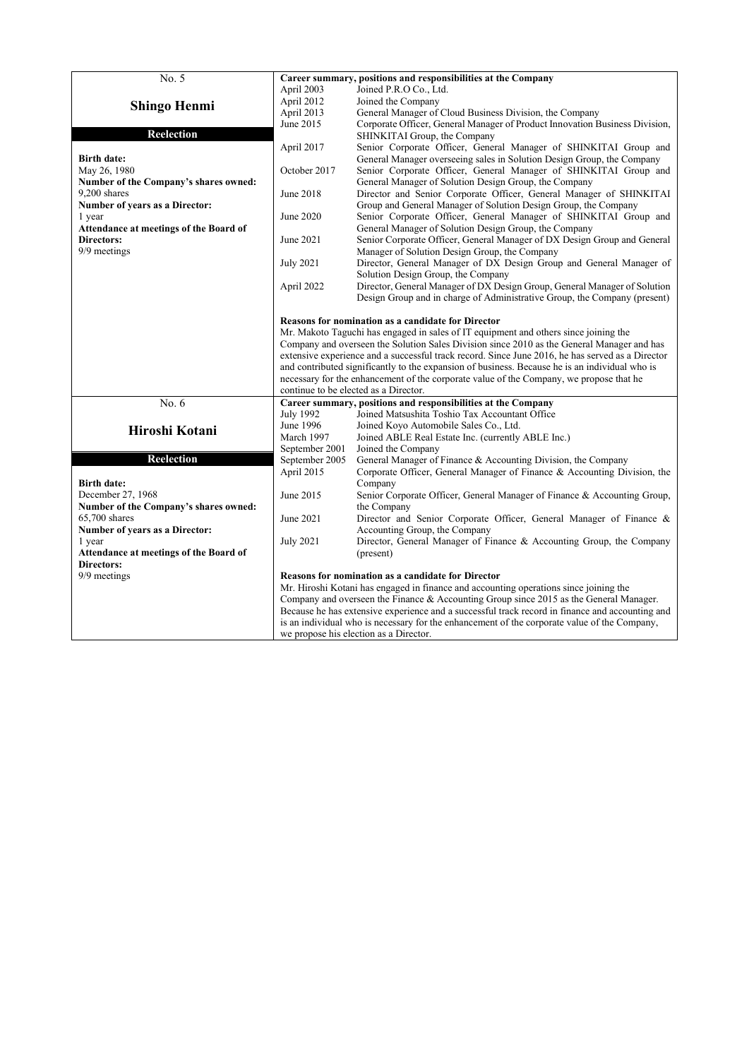| No. 5 | Career summary, positions and responsibilities at the Company | |
|---|---|---|
| **Shingo Henmi** | April 2003 | Joined P.R.O Co., Ltd. |
| **Reelection** | April 2012 | Joined the Company |
| **Birth date:** May 26, 1980 | April 2013 | General Manager of Cloud Business Division, the Company |
| **Number of the Company's shares owned:** 9,200 shares | June 2015 | Corporate Officer, General Manager of Product Innovation Business Division, SHINKITAI Group, the Company |
| **Number of years as a Director:** 1 year | April 2017 | Senior Corporate Officer, General Manager of SHINKITAI Group and General Manager overseeing sales in Solution Design Group, the Company |
| **Attendance at meetings of the Board of Directors:** 9/9 meetings | October 2017 | Senior Corporate Officer, General Manager of SHINKITAI Group and General Manager of Solution Design Group, the Company |
| | June 2018 | Director and Senior Corporate Officer, General Manager of SHINKITAI Group and General Manager of Solution Design Group, the Company |
| | June 2020 | Senior Corporate Officer, General Manager of SHINKITAI Group and General Manager of Solution Design Group, the Company |
| | June 2021 | Senior Corporate Officer, General Manager of DX Design Group and General Manager of Solution Design Group, the Company |
| | July 2021 | Director, General Manager of DX Design Group and General Manager of Solution Design Group, the Company |
| | April 2022 | Director, General Manager of DX Design Group, General Manager of Solution Design Group and in charge of Administrative Group, the Company (present) |
| | **Reasons for nomination as a candidate for Director** Mr. Makoto Taguchi has engaged in sales of IT equipment and others since joining the Company and overseen the Solution Sales Division since 2010 as the General Manager and has extensive experience and a successful track record. Since June 2016, he has served as a Director and contributed significantly to the expansion of business. Because he is an individual who is necessary for the enhancement of the corporate value of the Company, we propose that he continue to be elected as a Director. | |

| No. 6 | Career summary, positions and responsibilities at the Company | |
|---|---|---|
| **Hiroshi Kotani** | July 1992 | Joined Matsushita Toshio Tax Accountant Office |
| **Reelection** | June 1996 | Joined Koyo Automobile Sales Co., Ltd. |
| **Birth date:** December 27, 1968 | March 1997 | Joined ABLE Real Estate Inc. (currently ABLE Inc.) |
| **Number of the Company's shares owned:** 65,700 shares | September 2001 | Joined the Company |
| **Number of years as a Director:** 1 year | September 2005 | General Manager of Finance & Accounting Division, the Company |
| **Attendance at meetings of the Board of Directors:** 9/9 meetings | April 2015 | Corporate Officer, General Manager of Finance & Accounting Division, the Company |
| | June 2015 | Senior Corporate Officer, General Manager of Finance & Accounting Group, the Company |
| | June 2021 | Director and Senior Corporate Officer, General Manager of Finance & Accounting Group, the Company |
| | July 2021 | Director, General Manager of Finance & Accounting Group, the Company (present) |
| | **Reasons for nomination as a candidate for Director** Mr. Hiroshi Kotani has engaged in finance and accounting operations since joining the Company and overseen the Finance & Accounting Group since 2015 as the General Manager. Because he has extensive experience and a successful track record in finance and accounting and is an individual who is necessary for the enhancement of the corporate value of the Company, we propose his election as a Director. | |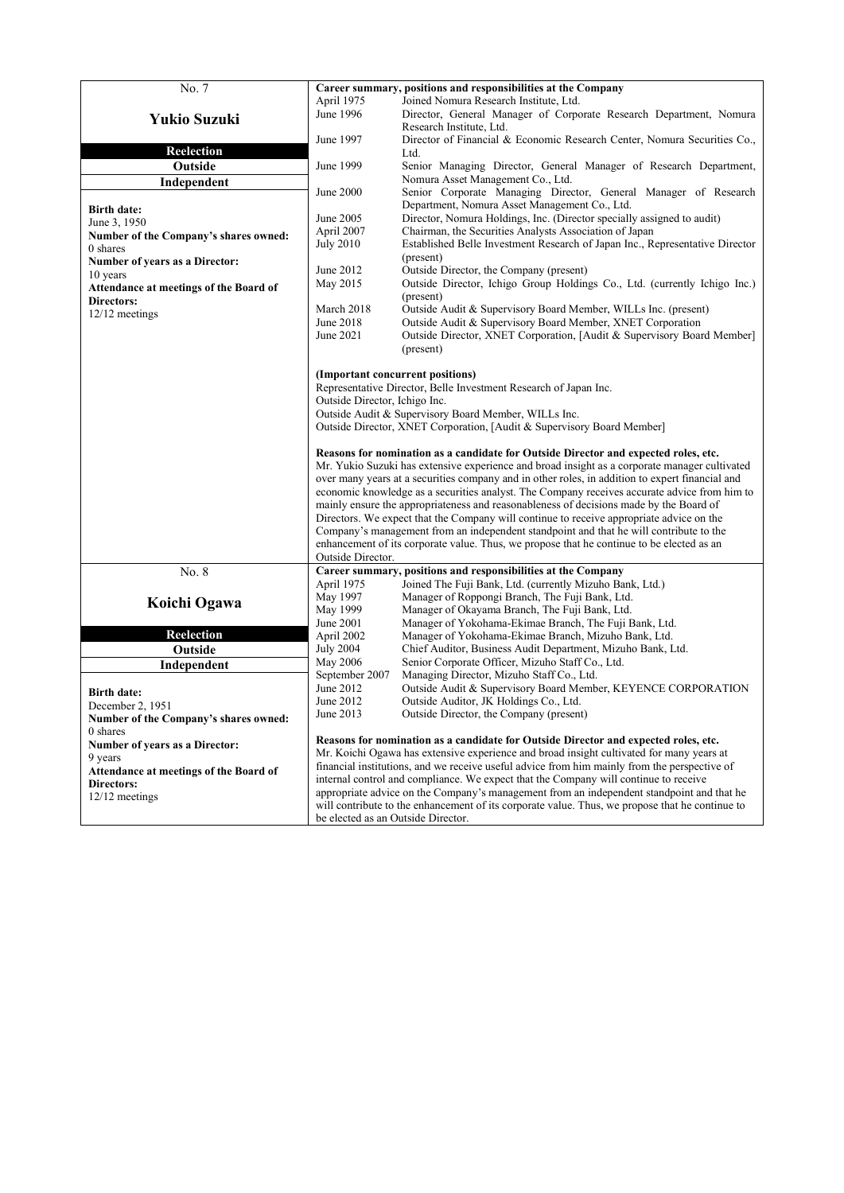| No. 7 | Career summary, positions and responsibilities at the Company |
|---|---|
| **Yukio Suzuki**<br><br>**Reelection**<br>**Outside**<br>**Independent**<br><br>**Birth date:**<br>June 3, 1950<br>**Number of the Company's shares owned:**<br>0 shares<br>**Number of years as a Director:**<br>10 years<br>**Attendance at meetings of the Board of Directors:**<br>12/12 meetings | April 1975 Joined Nomura Research Institute, Ltd.<br>June 1996 Director, General Manager of Corporate Research Department, Nomura Research Institute, Ltd.<br>June 1997 Director of Financial & Economic Research Center, Nomura Securities Co., Ltd.<br>June 1999 Senior Managing Director, General Manager of Research Department, Nomura Asset Management Co., Ltd.<br>June 2000 Senior Corporate Managing Director, General Manager of Research Department, Nomura Asset Management Co., Ltd.<br>June 2005 Director, Nomura Holdings, Inc. (Director specially assigned to audit)<br>April 2007 Chairman, the Securities Analysts Association of Japan<br>July 2010 Established Belle Investment Research of Japan Inc., Representative Director (present)<br>June 2012 Outside Director, the Company (present)<br>May 2015 Outside Director, Ichigo Group Holdings Co., Ltd. (currently Ichigo Inc.) (present)<br>March 2018 Outside Audit & Supervisory Board Member, WILLs Inc. (present)<br>June 2018 Outside Audit & Supervisory Board Member, XNET Corporation<br>June 2021 Outside Director, XNET Corporation, [Audit & Supervisory Board Member] (present)<br><br>**(Important concurrent positions)**<br>Representative Director, Belle Investment Research of Japan Inc.<br>Outside Director, Ichigo Inc.<br>Outside Audit & Supervisory Board Member, WILLs Inc.<br>Outside Director, XNET Corporation, [Audit & Supervisory Board Member]<br><br>**Reasons for nomination as a candidate for Outside Director and expected roles, etc.**<br>Mr. Yukio Suzuki has extensive experience and broad insight as a corporate manager cultivated over many years at a securities company and in other roles, in addition to expert financial and economic knowledge as a securities analyst. The Company receives accurate advice from him to mainly ensure the appropriateness and reasonableness of decisions made by the Board of Directors. We expect that the Company will continue to receive appropriate advice on the Company's management from an independent standpoint and that he will contribute to the enhancement of its corporate value. Thus, we propose that he continue to be elected as an Outside Director. |
| **No. 8** | **Career summary, positions and responsibilities at the Company** |
| **Koichi Ogawa**<br><br>**Reelection**<br>**Outside**<br>**Independent**<br><br>**Birth date:**<br>December 2, 1951<br>**Number of the Company's shares owned:**<br>0 shares<br>**Number of years as a Director:**<br>9 years<br>**Attendance at meetings of the Board of Directors:**<br>12/12 meetings | April 1975 Joined The Fuji Bank, Ltd. (currently Mizuho Bank, Ltd.)<br>May 1997 Manager of Roppongi Branch, The Fuji Bank, Ltd.<br>May 1999 Manager of Okayama Branch, The Fuji Bank, Ltd.<br>June 2001 Manager of Yokohama-Ekimae Branch, The Fuji Bank, Ltd.<br>April 2002 Manager of Yokohama-Ekimae Branch, Mizuho Bank, Ltd.<br>July 2004 Chief Auditor, Business Audit Department, Mizuho Bank, Ltd.<br>May 2006 Senior Corporate Officer, Mizuho Staff Co., Ltd.<br>September 2007 Managing Director, Mizuho Staff Co., Ltd.<br>June 2012 Outside Audit & Supervisory Board Member, KEYENCE CORPORATION<br>June 2012 Outside Auditor, JK Holdings Co., Ltd.<br>June 2013 Outside Director, the Company (present)<br><br>**Reasons for nomination as a candidate for Outside Director and expected roles, etc.**<br>Mr. Koichi Ogawa has extensive experience and broad insight cultivated for many years at financial institutions, and we receive useful advice from him mainly from the perspective of internal control and compliance. We expect that the Company will continue to receive appropriate advice on the Company's management from an independent standpoint and that he will contribute to the enhancement of its corporate value. Thus, we propose that he continue to be elected as an Outside Director. |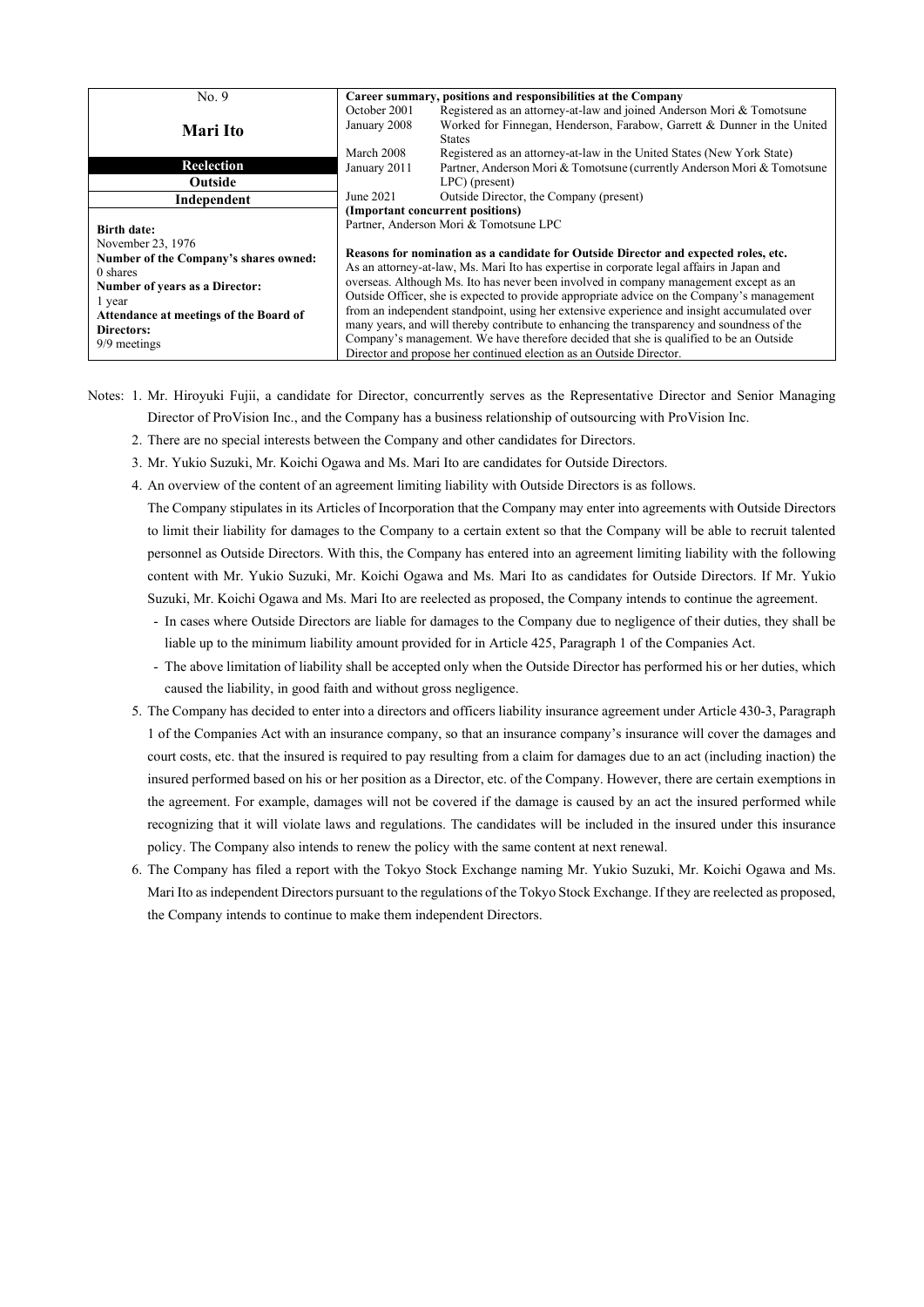| No. 9<br><br>**Mari Ito**<br><br>**Reelection**<br>**Outside**<br>**Independent**<br><br>**Birth date:**<br>November 23, 1976<br>**Number of the Company's shares owned:**<br>0 shares<br>**Number of years as a Director:**<br>1 year<br>**Attendance at meetings of the Board of Directors:**<br>9/9 meetings | **Career summary, positions and responsibilities at the Company**<br>October 2001 Registered as an attorney-at-law and joined Anderson Mori & Tomotsune<br>January 2008 Worked for Finnegan, Henderson, Farabow, Garrett & Dunner in the United States<br>March 2008 Registered as an attorney-at-law in the United States (New York State)<br>January 2011 Partner, Anderson Mori & Tomotsune (currently Anderson Mori & Tomotsune LPC) (present)<br>June 2021 Outside Director, the Company (present)<br>**(Important concurrent positions)**<br>Partner, Anderson Mori & Tomotsune LPC<br><br>**Reasons for nomination as a candidate for Outside Director and expected roles, etc.**<br>As an attorney-at-law, Ms. Mari Ito has expertise in corporate legal affairs in Japan and overseas. Although Ms. Ito has never been involved in company management except as an Outside Officer, she is expected to provide appropriate advice on the Company's management from an independent standpoint, using her extensive experience and insight accumulated over many years, and will thereby contribute to enhancing the transparency and soundness of the Company's management. We have therefore decided that she is qualified to be an Outside Director and propose her continued election as an Outside Director. |
|---|---|

Notes: 1. Mr. Hiroyuki Fujii, a candidate for Director, concurrently serves as the Representative Director and Senior Managing Director of ProVision Inc., and the Company has a business relationship of outsourcing with ProVision Inc.

2. There are no special interests between the Company and other candidates for Directors.

3. Mr. Yukio Suzuki, Mr. Koichi Ogawa and Ms. Mari Ito are candidates for Outside Directors.

4. An overview of the content of an agreement limiting liability with Outside Directors is as follows.

The Company stipulates in its Articles of Incorporation that the Company may enter into agreements with Outside Directors to limit their liability for damages to the Company to a certain extent so that the Company will be able to recruit talented personnel as Outside Directors. With this, the Company has entered into an agreement limiting liability with the following content with Mr. Yukio Suzuki, Mr. Koichi Ogawa and Ms. Mari Ito as candidates for Outside Directors. If Mr. Yukio Suzuki, Mr. Koichi Ogawa and Ms. Mari Ito are reelected as proposed, the Company intends to continue the agreement.

- In cases where Outside Directors are liable for damages to the Company due to negligence of their duties, they shall be liable up to the minimum liability amount provided for in Article 425, Paragraph 1 of the Companies Act.
- The above limitation of liability shall be accepted only when the Outside Director has performed his or her duties, which caused the liability, in good faith and without gross negligence.

5. The Company has decided to enter into a directors and officers liability insurance agreement under Article 430-3, Paragraph 1 of the Companies Act with an insurance company, so that an insurance company's insurance will cover the damages and court costs, etc. that the insured is required to pay resulting from a claim for damages due to an act (including inaction) the insured performed based on his or her position as a Director, etc. of the Company. However, there are certain exemptions in the agreement. For example, damages will not be covered if the damage is caused by an act the insured performed while recognizing that it will violate laws and regulations. The candidates will be included in the insured under this insurance policy. The Company also intends to renew the policy with the same content at next renewal.

6. The Company has filed a report with the Tokyo Stock Exchange naming Mr. Yukio Suzuki, Mr. Koichi Ogawa and Ms. Mari Ito as independent Directors pursuant to the regulations of the Tokyo Stock Exchange. If they are reelected as proposed, the Company intends to continue to make them independent Directors.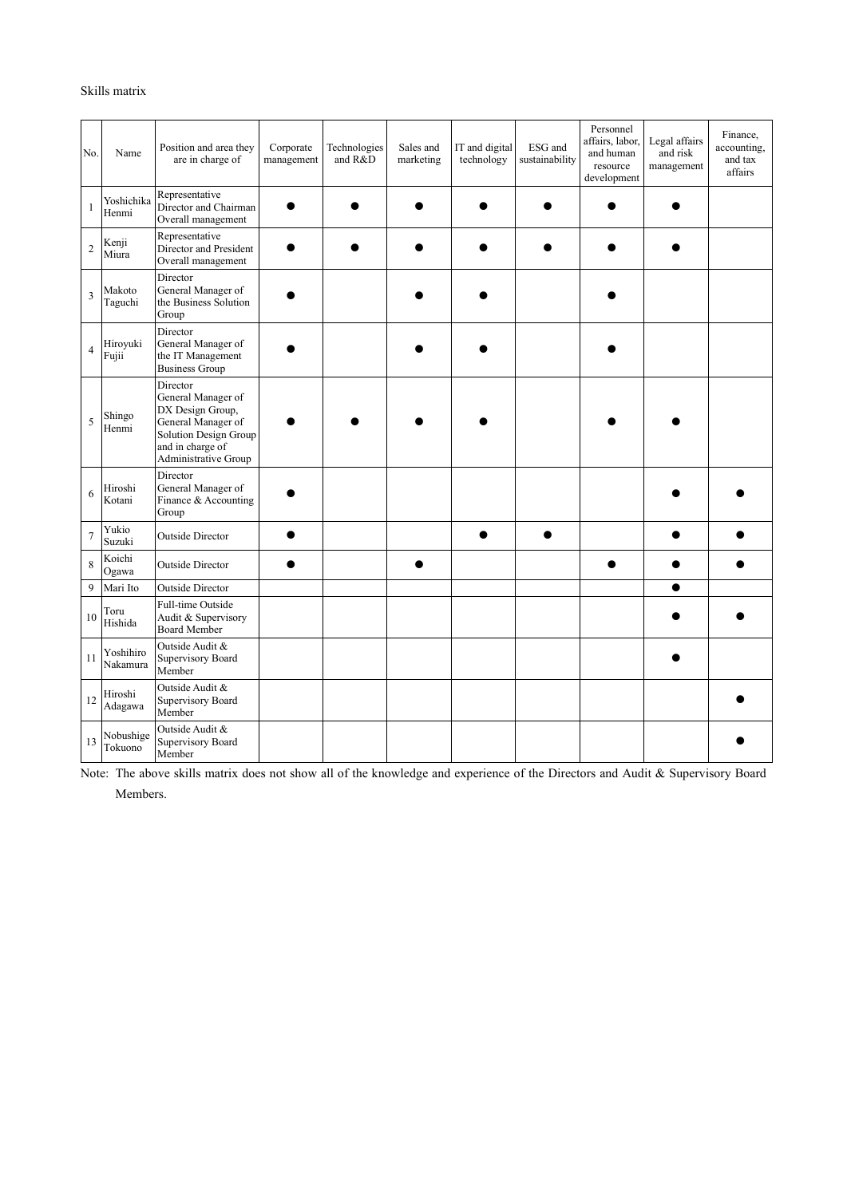Skills matrix

| No. | Name | Position and area they are in charge of | Corporate management | Technologies and R&D | Sales and marketing | IT and digital technology | ESG and sustainability | Personnel affairs, labor, and human resource development | Legal affairs and risk management | Finance, accounting, and tax affairs |
|---|---|---|---|---|---|---|---|---|---|---|
| 1 | Yoshichika Henmi | Representative Director and Chairman Overall management | ● | ● | ● | ● | ● | ● | ● | |
| 2 | Kenji Miura | Representative Director and President Overall management | ● | ● | ● | ● | ● | ● | ● | |
| 3 | Makoto Taguchi | Director General Manager of the Business Solution Group | ● | | ● | ● | | ● | | |
| 4 | Hiroyuki Fujii | Director General Manager of the IT Management Business Group | ● | | ● | ● | | ● | | |
| 5 | Shingo Henmi | Director General Manager of DX Design Group, General Manager of Solution Design Group and in charge of Administrative Group | ● | ● | ● | ● | | ● | ● | |
| 6 | Hiroshi Kotani | Director General Manager of Finance & Accounting Group | ● | | | | | | ● | ● |
| 7 | Yukio Suzuki | Outside Director | ● | | | ● | ● | | ● | ● |
| 8 | Koichi Ogawa | Outside Director | ● | | ● | | | ● | ● | ● |
| 9 | Mari Ito | Outside Director | | | | | | | ● | |
| 10 | Toru Hishida | Full-time Outside Audit & Supervisory Board Member | | | | | | | ● | ● |
| 11 | Yoshihiro Nakamura | Outside Audit & Supervisory Board Member | | | | | | | ● | |
| 12 | Hiroshi Adagawa | Outside Audit & Supervisory Board Member | | | | | | | | ● |
| 13 | Nobushige Tokuono | Outside Audit & Supervisory Board Member | | | | | | | | ● |

Note: The above skills matrix does not show all of the knowledge and experience of the Directors and Audit & Supervisory Board Members.